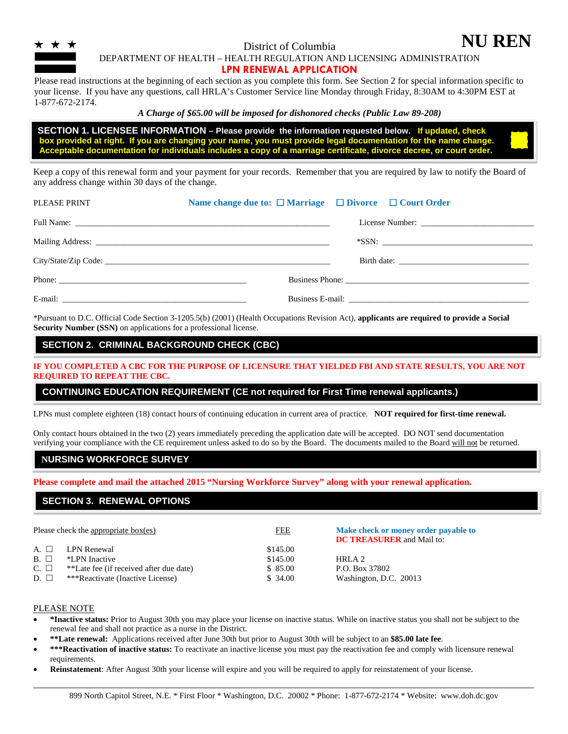NU REN

District of Columbia

DEPARTMENT OF HEALTH – HEALTH REGULATION AND LICENSING ADMINISTRATION

# LPN RENEWAL APPLICATION

Please read instructions at the beginning of each section as you complete this form. See Section 2 for special information specific to your license. If you have any questions, call HRLA's Customer Service line Monday through Friday, 8:30AM to 4:30PM EST at 1-877-672-2174.

***A Charge of $65.00 will be imposed for dishonored checks (Public Law 89-208)***

## SECTION 1. LICENSEE INFORMATION – Please provide the information requested below. If updated, check box provided at right. If you are changing your name, you must provide legal documentation for the name change. Acceptable documentation for individuals includes a copy of a marriage certificate, divorce decree, or court order.

Keep a copy of this renewal form and your payment for your records. Remember that you are required by law to notify the Board of any address change within 30 days of the change.

PLEASE PRINT

**Name change due to:** ☐ **Marriage** ☐ **Divorce** ☐ **Court Order**

Full Name: ______________________________ License Number: ______________________________

Mailing Address: ______________________________ *SSN: ______________________________

City/State/Zip Code: ______________________________ Birth date: ______________________________

Phone: ______________________________ Business Phone: ______________________________

E-mail: ______________________________ Business E-mail: ______________________________

*Pursuant to D.C. Official Code Section 3-1205.5(b) (2001) (Health Occupations Revision Act), **applicants are required to provide a Social Security Number (SSN)** on applications for a professional license.

## SECTION 2. CRIMINAL BACKGROUND CHECK (CBC)

**IF YOU COMPLETED A CBC FOR THE PURPOSE OF LICENSURE THAT YIELDED FBI AND STATE RESULTS, YOU ARE NOT REQUIRED TO REPEAT THE CBC.**

## CONTINUING EDUCATION REQUIREMENT (CE not required for First Time renewal applicants.)

LPNs must complete eighteen (18) contact hours of continuing education in current area of practice. **NOT required for first-time renewal.**

Only contact hours obtained in the two (2) years immediately preceding the application date will be accepted. DO NOT send documentation verifying your compliance with the CE requirement unless asked to do so by the Board. The documents mailed to the Board will not be returned.

## NURSING WORKFORCE SURVEY

**Please complete and mail the attached 2015 "Nursing Workforce Survey" along with your renewal application.**

## SECTION 3. RENEWAL OPTIONS

| Please check the appropriate box(es) | FEE |
|---|---|
| A. ☐ LPN Renewal | $145.00 |
| B. ☐ *LPN Inactive | $145.00 |
| C. ☐ **Late fee (if received after due date) | $ 85.00 |
| D. ☐ ***Reactivate (Inactive License) | $ 34.00 |

**Make check or money order payable to DC TREASURER** and Mail to:

HRLA 2
P.O. Box 37802
Washington, D.C. 20013

PLEASE NOTE

- **\*Inactive status:** Prior to August 30th you may place your license on inactive status. While on inactive status you shall not be subject to the renewal fee and shall not practice as a nurse in the District.
- **\*\*Late renewal:** Applications received after June 30th but prior to August 30th will be subject to an **$85.00 late fee**.
- **\*\*\*Reactivation of inactive status:** To reactivate an inactive license you must pay the reactivation fee and comply with licensure renewal requirements.
- **Reinstatement**: After August 30th your license will expire and you will be required to apply for reinstatement of your license.

899 North Capitol Street, N.E. * First Floor * Washington, D.C. 20002 * Phone: 1-877-672-2174 * Website: www.doh.dc.gov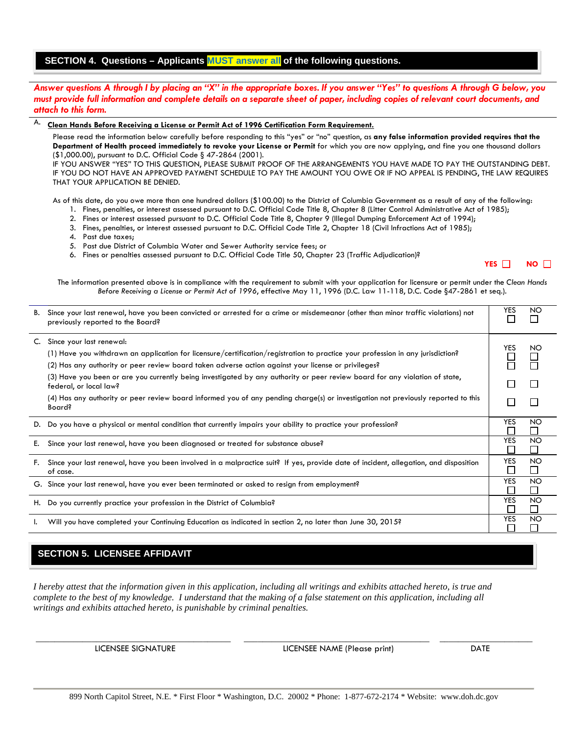## SECTION 4. Questions – Applicants MUST answer all of the following questions.

***Answer questions A through I by placing an "X" in the appropriate boxes. If you answer "Yes" to questions A through G below, you must provide full information and complete details on a separate sheet of paper, including copies of relevant court documents, and attach to this form.***

A. **Clean Hands Before Receiving a License or Permit Act of 1996 Certification Form Requirement.**

Please read the information below carefully before responding to this "yes" or "no" question, as **any false information provided requires that the Department of Health proceed immediately to revoke your License or Permit** for which you are now applying, and fine you one thousand dollars ($1,000.00), pursuant to D.C. Official Code § 47-2864 (2001).
IF YOU ANSWER "YES" TO THIS QUESTION, PLEASE SUBMIT PROOF OF THE ARRANGEMENTS YOU HAVE MADE TO PAY THE OUTSTANDING DEBT. IF YOU DO NOT HAVE AN APPROVED PAYMENT SCHEDULE TO PAY THE AMOUNT YOU OWE OR IF NO APPEAL IS PENDING, THE LAW REQUIRES THAT YOUR APPLICATION BE DENIED.

As of this date, do you owe more than one hundred dollars ($100.00) to the District of Columbia Government as a result of any of the following:

1. Fines, penalties, or interest assessed pursuant to D.C. Official Code Title 8, Chapter 8 (Litter Control Administrative Act of 1985);
2. Fines or interest assessed pursuant to D.C. Official Code Title 8, Chapter 9 (Illegal Dumping Enforcement Act of 1994);
3. Fines, penalties, or interest assessed pursuant to D.C. Official Code Title 2, Chapter 18 (Civil Infractions Act of 1985);
4. Past due taxes;
5. Past due District of Columbia Water and Sewer Authority service fees; or
6. Fines or penalties assessed pursuant to D.C. Official Code Title 50, Chapter 23 (Traffic Adjudication)?

**YES** ☐ **NO** ☐

The information presented above is in compliance with the requirement to submit with your application for licensure or permit under the *Clean Hands Before Receiving a License or Permit Act of 1996*, effective May 11, 1996 (D.C. Law 11-118, D.C. Code §47-2861 et seq.).

| Question | YES | NO |
|---|---|---|
| B. Since your last renewal, have you been convicted or arrested for a crime or misdemeanor (other than minor traffic violations) not previously reported to the Board? | ☐ | ☐ |
| C. Since your last renewal: | | |
| (1) Have you withdrawn an application for licensure/certification/registration to practice your profession in any jurisdiction? | ☐ | ☐ |
| (2) Has any authority or peer review board taken adverse action against your license or privileges? | ☐ | ☐ |
| (3) Have you been or are you currently being investigated by any authority or peer review board for any violation of state, federal, or local law? | ☐ | ☐ |
| (4) Has any authority or peer review board informed you of any pending charge(s) or investigation not previously reported to this Board? | ☐ | ☐ |
| D. Do you have a physical or mental condition that currently impairs your ability to practice your profession? | ☐ | ☐ |
| E. Since your last renewal, have you been diagnosed or treated for substance abuse? | ☐ | ☐ |
| F. Since your last renewal, have you been involved in a malpractice suit? If yes, provide date of incident, allegation, and disposition of case. | ☐ | ☐ |
| G. Since your last renewal, have you ever been terminated or asked to resign from employment? | ☐ | ☐ |
| H. Do you currently practice your profession in the District of Columbia? | ☐ | ☐ |
| I. Will you have completed your Continuing Education as indicated in section 2, no later than June 30, 2015? | ☐ | ☐ |

## SECTION 5. LICENSEE AFFIDAVIT

*I hereby attest that the information given in this application, including all writings and exhibits attached hereto, is true and complete to the best of my knowledge. I understand that the making of a false statement on this application, including all writings and exhibits attached hereto, is punishable by criminal penalties.*

| \_\_\_\_\_\_\_\_\_\_\_\_\_\_\_\_\_\_\_\_ | \_\_\_\_\_\_\_\_\_\_\_\_\_\_\_\_\_\_\_\_ | \_\_\_\_\_\_\_\_\_\_ |
|---|---|---|
| LICENSEE SIGNATURE | LICENSEE NAME (Please print) | DATE |

899 North Capitol Street, N.E. * First Floor * Washington, D.C. 20002 * Phone: 1-877-672-2174 * Website: www.doh.dc.gov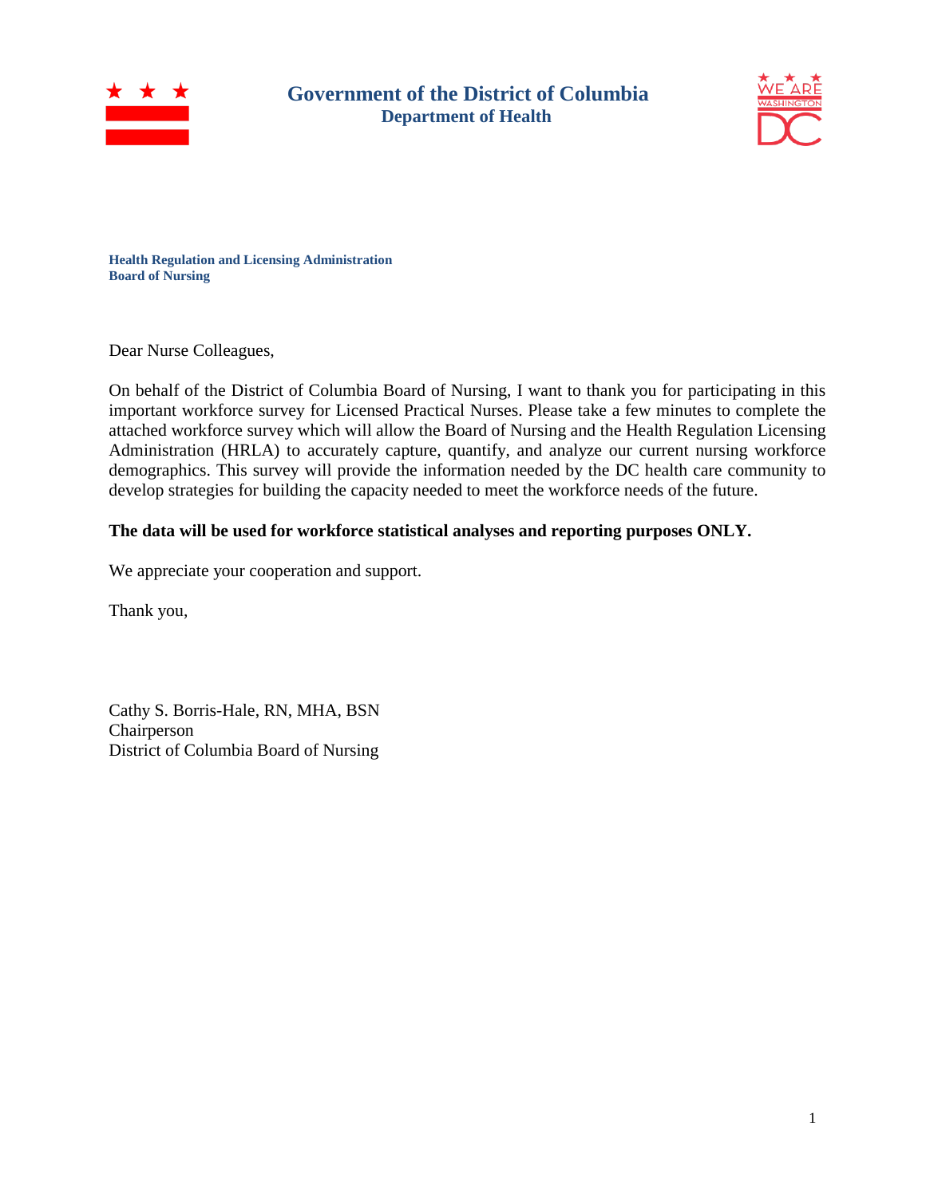**Government of the District of Columbia**
**Department of Health**

**Health Regulation and Licensing Administration**
**Board of Nursing**

Dear Nurse Colleagues,

On behalf of the District of Columbia Board of Nursing, I want to thank you for participating in this important workforce survey for Licensed Practical Nurses. Please take a few minutes to complete the attached workforce survey which will allow the Board of Nursing and the Health Regulation Licensing Administration (HRLA) to accurately capture, quantify, and analyze our current nursing workforce demographics. This survey will provide the information needed by the DC health care community to develop strategies for building the capacity needed to meet the workforce needs of the future.

**The data will be used for workforce statistical analyses and reporting purposes ONLY.**

We appreciate your cooperation and support.

Thank you,

Cathy S. Borris-Hale, RN, MHA, BSN
Chairperson
District of Columbia Board of Nursing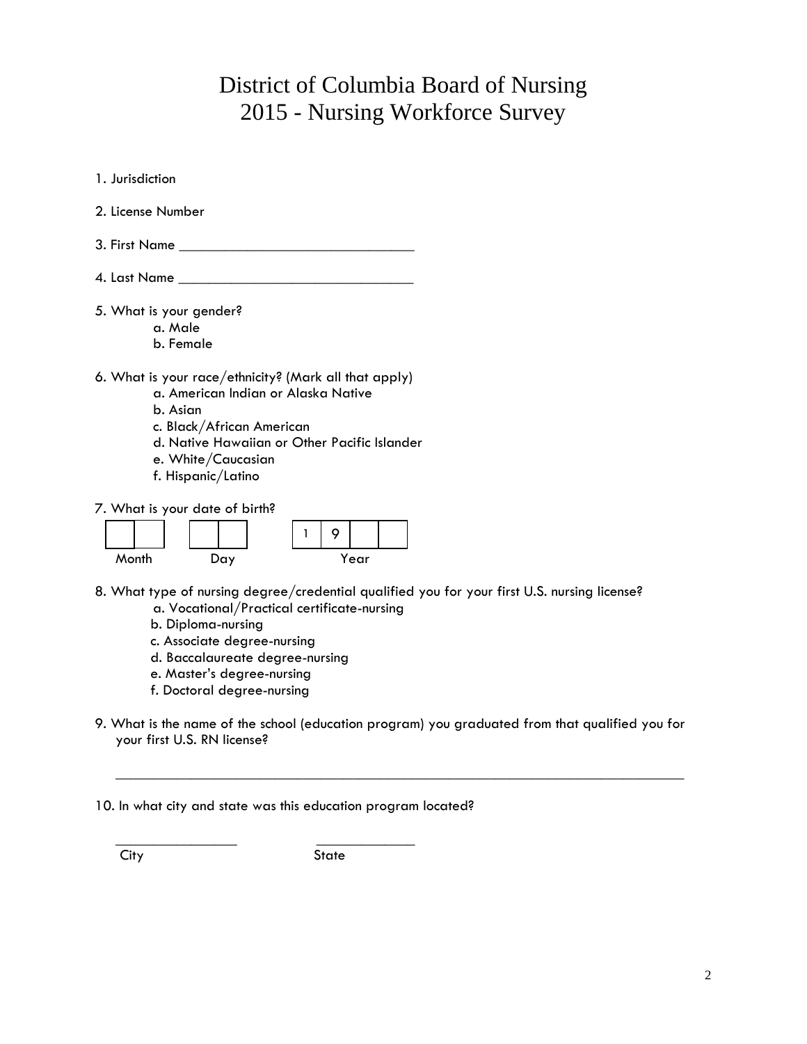# District of Columbia Board of Nursing
# 2015 - Nursing Workforce Survey

1. Jurisdiction

2. License Number

3. First Name ______________________________

4. Last Name ______________________________

5. What is your gender?
   - a. Male
   - b. Female

6. What is your race/ethnicity? (Mark all that apply)
   - a. American Indian or Alaska Native
   - b. Asian
   - c. Black/African American
   - d. Native Hawaiian or Other Pacific Islander
   - e. White/Caucasian
   - f. Hispanic/Latino

7. What is your date of birth?

| Month | | | Day | | | Year | | | |
|---|---|---|---|---|---|---|---|---|---|
| | | | | | | 1 | 9 | | |

8. What type of nursing degree/credential qualified you for your first U.S. nursing license?
   - a. Vocational/Practical certificate-nursing
   - b. Diploma-nursing
   - c. Associate degree-nursing
   - d. Baccalaureate degree-nursing
   - e. Master's degree-nursing
   - f. Doctoral degree-nursing

9. What is the name of the school (education program) you graduated from that qualified you for your first U.S. RN license?

   ______________________________________________________________________

10. In what city and state was this education program located?

    ________________ ________________
    City State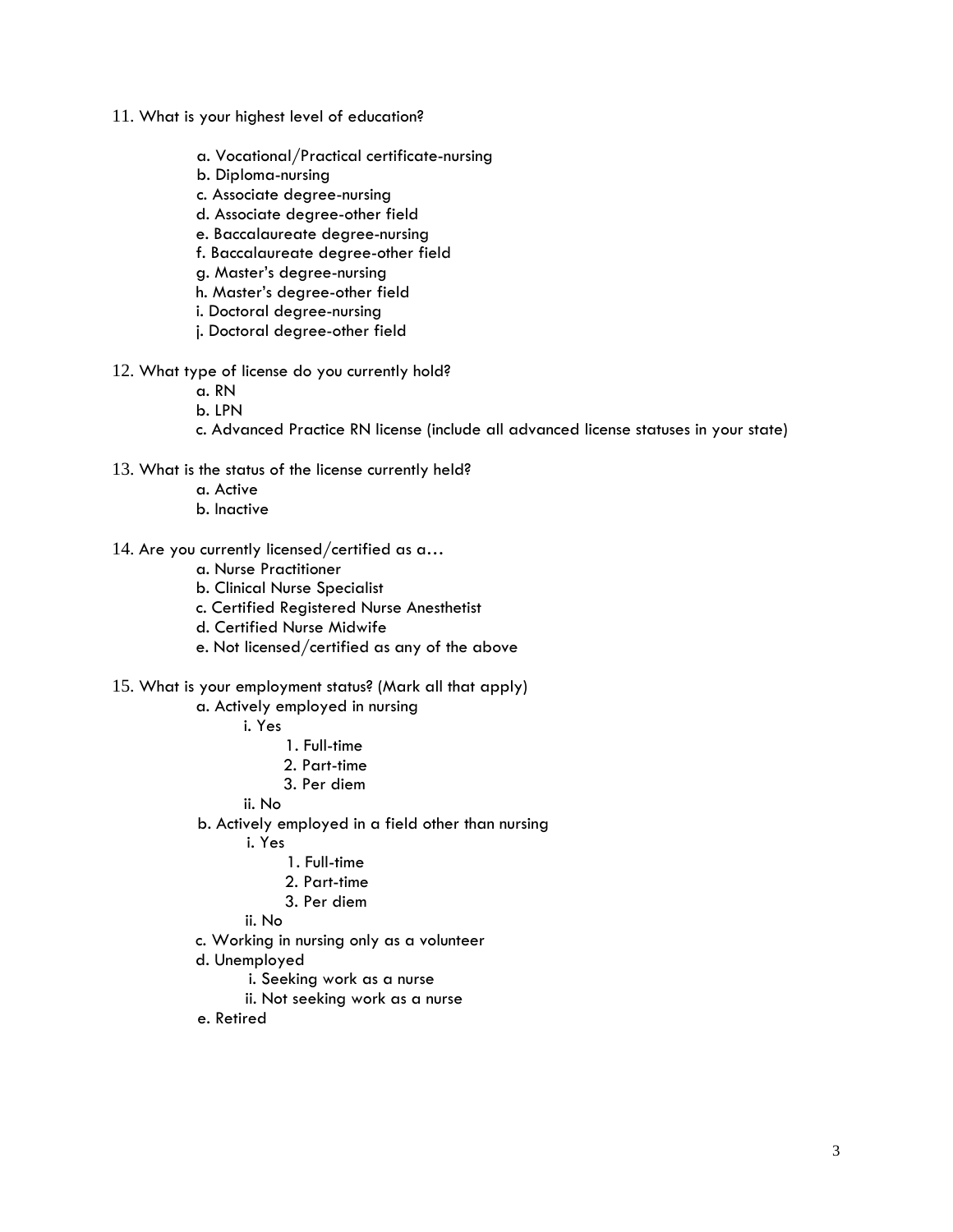11. What is your highest level of education?

    a. Vocational/Practical certificate-nursing
    b. Diploma-nursing
    c. Associate degree-nursing
    d. Associate degree-other field
    e. Baccalaureate degree-nursing
    f. Baccalaureate degree-other field
    g. Master's degree-nursing
    h. Master's degree-other field
    i. Doctoral degree-nursing
    j. Doctoral degree-other field

12. What type of license do you currently hold?
    a. RN
    b. LPN
    c. Advanced Practice RN license (include all advanced license statuses in your state)

13. What is the status of the license currently held?
    a. Active
    b. Inactive

14. Are you currently licensed/certified as a…
    a. Nurse Practitioner
    b. Clinical Nurse Specialist
    c. Certified Registered Nurse Anesthetist
    d. Certified Nurse Midwife
    e. Not licensed/certified as any of the above

15. What is your employment status? (Mark all that apply)
    a. Actively employed in nursing
        i. Yes
            1. Full-time
            2. Part-time
            3. Per diem
        ii. No
    b. Actively employed in a field other than nursing
        i. Yes
            1. Full-time
            2. Part-time
            3. Per diem
        ii. No
    c. Working in nursing only as a volunteer
    d. Unemployed
        i. Seeking work as a nurse
        ii. Not seeking work as a nurse
    e. Retired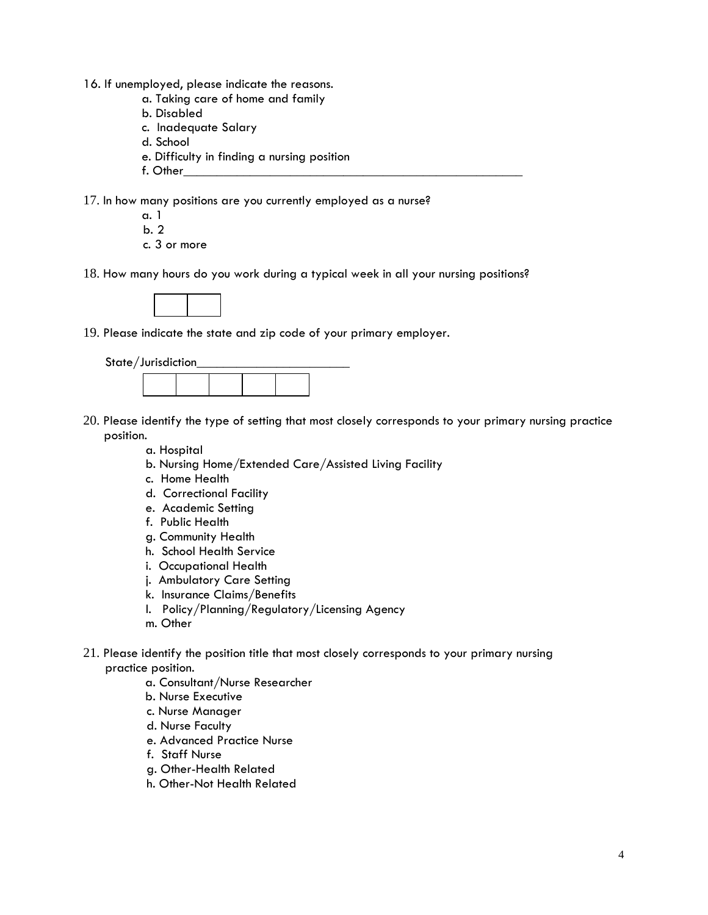16. If unemployed, please indicate the reasons.

    a. Taking care of home and family

    b. Disabled

    c. Inadequate Salary

    d. School

    e. Difficulty in finding a nursing position

    f. Other_______________________________________________

17. In how many positions are you currently employed as a nurse?

    a. 1

    b. 2

    c. 3 or more

18. How many hours do you work during a typical week in all your nursing positions?

| | |
|---|---|
| | |

19. Please indicate the state and zip code of your primary employer.

State/Jurisdiction_______________________

| | | | | |
|---|---|---|---|---|
| | | | | |

20. Please identify the type of setting that most closely corresponds to your primary nursing practice position.

    a. Hospital

    b. Nursing Home/Extended Care/Assisted Living Facility

    c. Home Health

    d. Correctional Facility

    e. Academic Setting

    f. Public Health

    g. Community Health

    h. School Health Service

    i. Occupational Health

    j. Ambulatory Care Setting

    k. Insurance Claims/Benefits

    l. Policy/Planning/Regulatory/Licensing Agency

    m. Other

21. Please identify the position title that most closely corresponds to your primary nursing practice position.

    a. Consultant/Nurse Researcher

    b. Nurse Executive

    c. Nurse Manager

    d. Nurse Faculty

    e. Advanced Practice Nurse

    f. Staff Nurse

    g. Other-Health Related

    h. Other-Not Health Related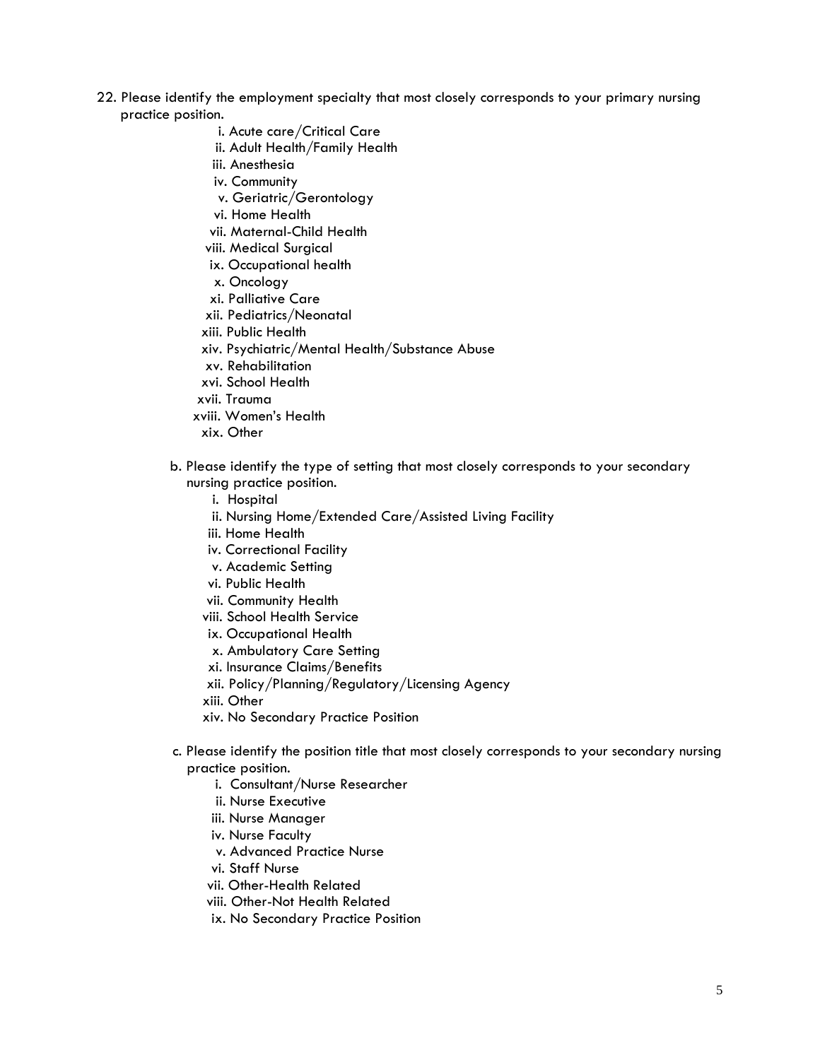22. Please identify the employment specialty that most closely corresponds to your primary nursing practice position.

    i. Acute care/Critical Care
    ii. Adult Health/Family Health
    iii. Anesthesia
    iv. Community
    v. Geriatric/Gerontology
    vi. Home Health
    vii. Maternal-Child Health
    viii. Medical Surgical
    ix. Occupational health
    x. Oncology
    xi. Palliative Care
    xii. Pediatrics/Neonatal
    xiii. Public Health
    xiv. Psychiatric/Mental Health/Substance Abuse
    xv. Rehabilitation
    xvi. School Health
    xvii. Trauma
    xviii. Women's Health
    xix. Other

    b. Please identify the type of setting that most closely corresponds to your secondary nursing practice position.

    i. Hospital
    ii. Nursing Home/Extended Care/Assisted Living Facility
    iii. Home Health
    iv. Correctional Facility
    v. Academic Setting
    vi. Public Health
    vii. Community Health
    viii. School Health Service
    ix. Occupational Health
    x. Ambulatory Care Setting
    xi. Insurance Claims/Benefits
    xii. Policy/Planning/Regulatory/Licensing Agency
    xiii. Other
    xiv. No Secondary Practice Position

    c. Please identify the position title that most closely corresponds to your secondary nursing practice position.

    i. Consultant/Nurse Researcher
    ii. Nurse Executive
    iii. Nurse Manager
    iv. Nurse Faculty
    v. Advanced Practice Nurse
    vi. Staff Nurse
    vii. Other-Health Related
    viii. Other-Not Health Related
    ix. No Secondary Practice Position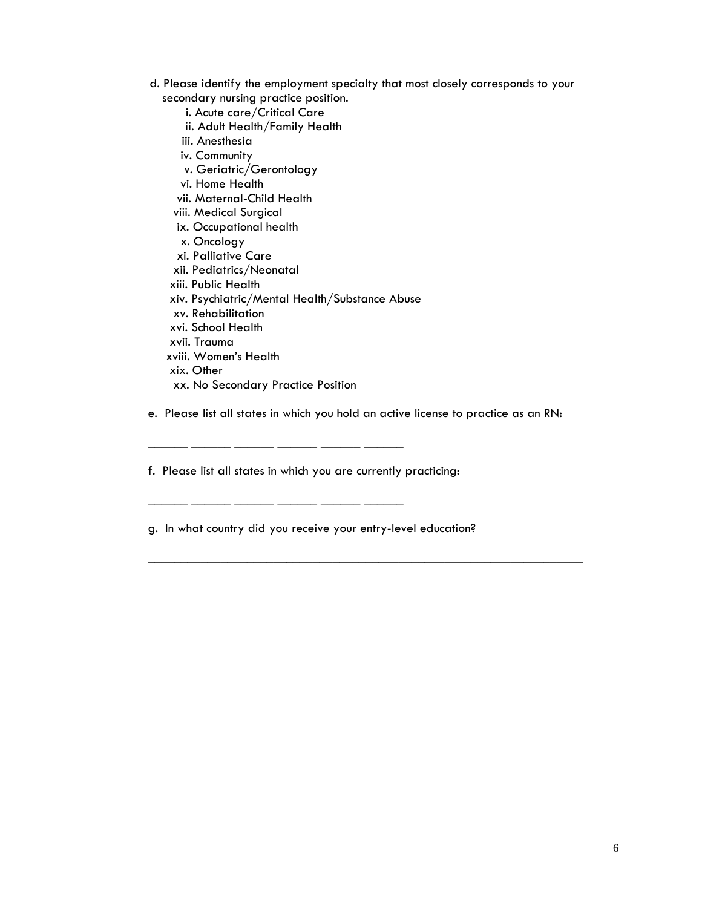d. Please identify the employment specialty that most closely corresponds to your secondary nursing practice position.

   i. Acute care/Critical Care
   ii. Adult Health/Family Health
   iii. Anesthesia
   iv. Community
   v. Geriatric/Gerontology
   vi. Home Health
   vii. Maternal-Child Health
   viii. Medical Surgical
   ix. Occupational health
   x. Oncology
   xi. Palliative Care
   xii. Pediatrics/Neonatal
   xiii. Public Health
   xiv. Psychiatric/Mental Health/Substance Abuse
   xv. Rehabilitation
   xvi. School Health
   xvii. Trauma
   xviii. Women's Health
   xix. Other
   xx. No Secondary Practice Position

e. Please list all states in which you hold an active license to practice as an RN:

______ ______ ______ ______ ______ ______

f. Please list all states in which you are currently practicing:

______ ______ ______ ______ ______ ______

g. In what country did you receive your entry-level education?

_________________________________________________________________